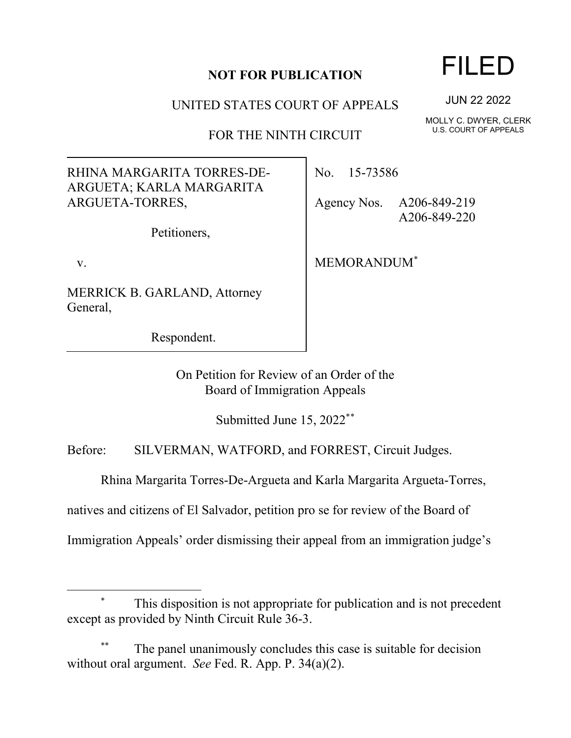**NOT FOR PUBLICATION**

FILED

JUN 22 2022

MOLLY C. DWYER, CLERK
U.S. COURT OF APPEALS

UNITED STATES COURT OF APPEALS

FOR THE NINTH CIRCUIT

| | |
|---|---|
| RHINA MARGARITA TORRES-DE-ARGUETA; KARLA MARGARITA ARGUETA-TORRES,<br><br>Petitioners,<br><br>v.<br><br>MERRICK B. GARLAND, Attorney General,<br><br>Respondent. | No. 15-73586<br><br>Agency Nos. A206-849-219<br>A206-849-220<br><br>MEMORANDUM[*] |

On Petition for Review of an Order of the
Board of Immigration Appeals

Submitted June 15, 2022[**]

Before: SILVERMAN, WATFORD, and FORREST, Circuit Judges.

Rhina Margarita Torres-De-Argueta and Karla Margarita Argueta-Torres, natives and citizens of El Salvador, petition pro se for review of the Board of Immigration Appeals' order dismissing their appeal from an immigration judge's

---

[*] This disposition is not appropriate for publication and is not precedent except as provided by Ninth Circuit Rule 36-3.

[**] The panel unanimously concludes this case is suitable for decision without oral argument. *See* Fed. R. App. P. 34(a)(2).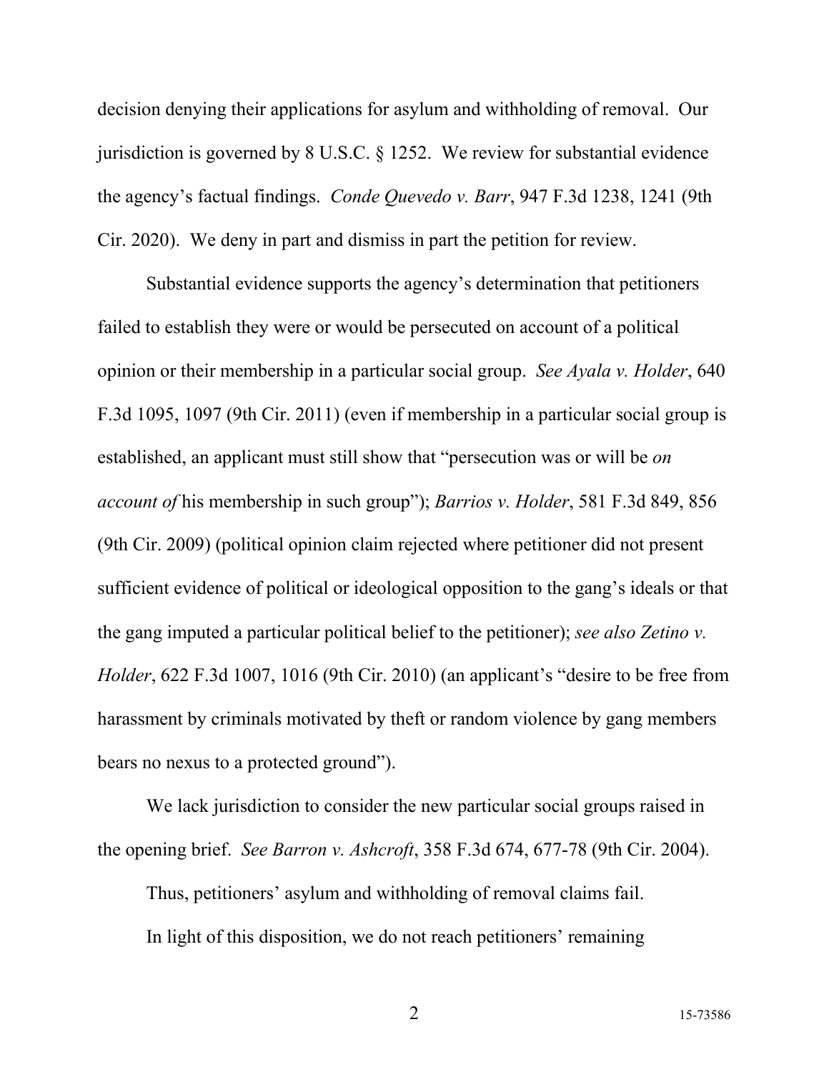decision denying their applications for asylum and withholding of removal. Our jurisdiction is governed by 8 U.S.C. § 1252. We review for substantial evidence the agency's factual findings. *Conde Quevedo v. Barr*, 947 F.3d 1238, 1241 (9th Cir. 2020). We deny in part and dismiss in part the petition for review.

Substantial evidence supports the agency's determination that petitioners failed to establish they were or would be persecuted on account of a political opinion or their membership in a particular social group. *See Ayala v. Holder*, 640 F.3d 1095, 1097 (9th Cir. 2011) (even if membership in a particular social group is established, an applicant must still show that "persecution was or will be *on account of* his membership in such group"); *Barrios v. Holder*, 581 F.3d 849, 856 (9th Cir. 2009) (political opinion claim rejected where petitioner did not present sufficient evidence of political or ideological opposition to the gang's ideals or that the gang imputed a particular political belief to the petitioner); *see also Zetino v. Holder*, 622 F.3d 1007, 1016 (9th Cir. 2010) (an applicant's "desire to be free from harassment by criminals motivated by theft or random violence by gang members bears no nexus to a protected ground").

We lack jurisdiction to consider the new particular social groups raised in the opening brief. *See Barron v. Ashcroft*, 358 F.3d 674, 677-78 (9th Cir. 2004).

Thus, petitioners' asylum and withholding of removal claims fail.

In light of this disposition, we do not reach petitioners' remaining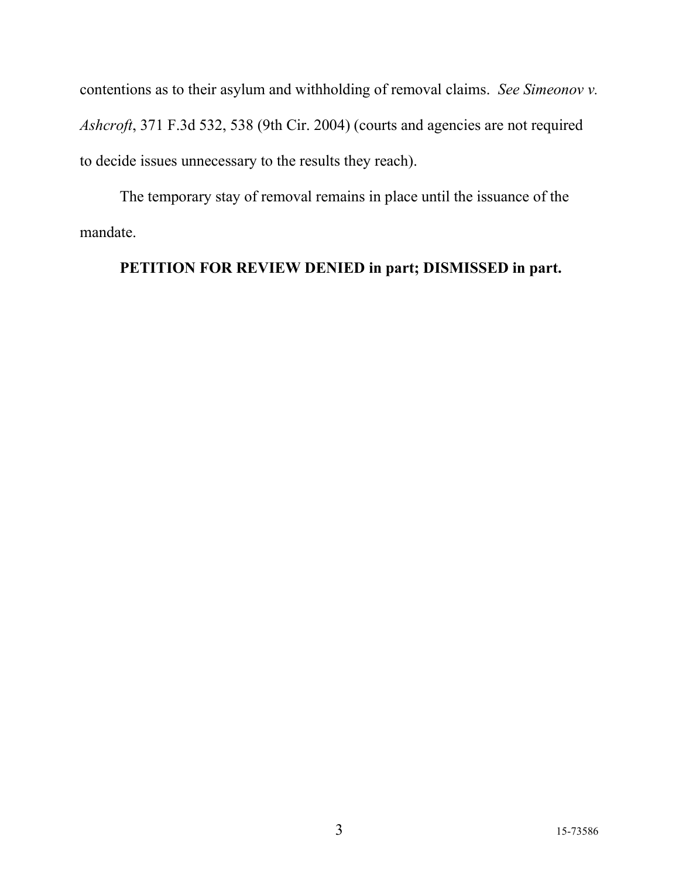contentions as to their asylum and withholding of removal claims. *See Simeonov v. Ashcroft*, 371 F.3d 532, 538 (9th Cir. 2004) (courts and agencies are not required to decide issues unnecessary to the results they reach).

The temporary stay of removal remains in place until the issuance of the mandate.

**PETITION FOR REVIEW DENIED in part; DISMISSED in part.**